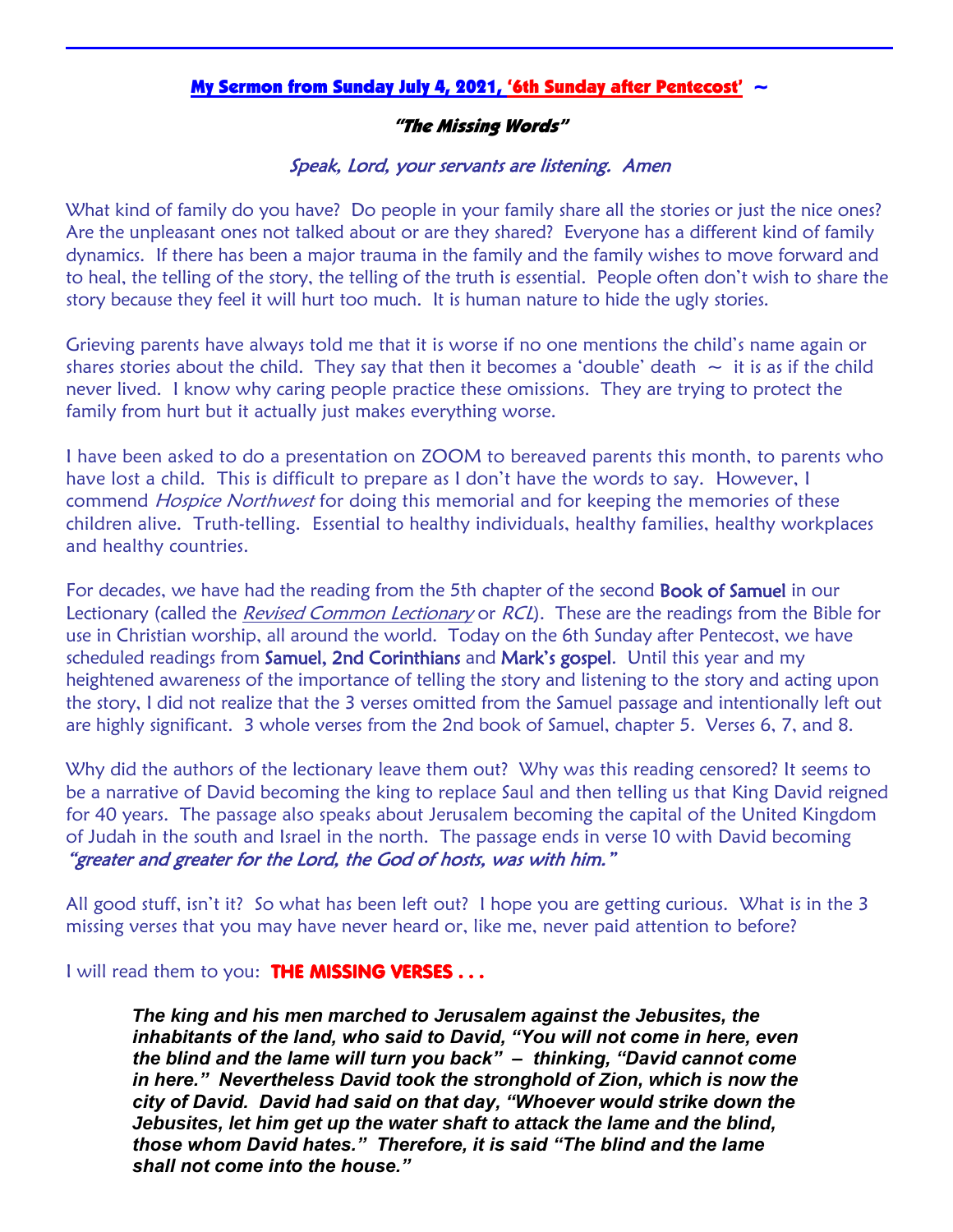## My Sermon from Sunday July 4, 2021, '6th Sunday after Pentecost' ~

### *"The Missing Words"*

*Speak, Lord, your servants are listening. Amen*

What kind of family do you have? Do people in your family share all the stories or just the nice ones? Are the unpleasant ones not talked about or are they shared? Everyone has a different kind of family dynamics. If there has been a major trauma in the family and the family wishes to move forward and to heal, the telling of the story, the telling of the truth is essential. People often don't wish to share the story because they feel it will hurt too much. It is human nature to hide the ugly stories.

Grieving parents have always told me that it is worse if no one mentions the child's name again or shares stories about the child. They say that then it becomes a 'double' death ~ it is as if the child never lived. I know why caring people practice these omissions. They are trying to protect the family from hurt but it actually just makes everything worse.

I have been asked to do a presentation on ZOOM to bereaved parents this month, to parents who have lost a child. This is difficult to prepare as I don't have the words to say. However, I commend *Hospice Northwest* for doing this memorial and for keeping the memories of these children alive. Truth-telling. Essential to healthy individuals, healthy families, healthy workplaces and healthy countries.

For decades, we have had the reading from the 5th chapter of the second **Book of Samuel** in our Lectionary (called the *Revised Common Lectionary* or *RCL*). These are the readings from the Bible for use in Christian worship, all around the world. Today on the 6th Sunday after Pentecost, we have scheduled readings from **Samuel, 2nd Corinthians** and **Mark's gospel**. Until this year and my heightened awareness of the importance of telling the story and listening to the story and acting upon the story, I did not realize that the 3 verses omitted from the Samuel passage and intentionally left out are highly significant. 3 whole verses from the 2nd book of Samuel, chapter 5. Verses 6, 7, and 8.

Why did the authors of the lectionary leave them out? Why was this reading censored? It seems to be a narrative of David becoming the king to replace Saul and then telling us that King David reigned for 40 years. The passage also speaks about Jerusalem becoming the capital of the United Kingdom of Judah in the south and Israel in the north. The passage ends in verse 10 with David becoming *"greater and greater for the Lord, the God of hosts, was with him."*

All good stuff, isn't it? So what has been left out? I hope you are getting curious. What is in the 3 missing verses that you may have never heard or, like me, never paid attention to before?

I will read them to you: **THE MISSING VERSES . . .**

> ***The king and his men marched to Jerusalem against the Jebusites, the inhabitants of the land, who said to David, "You will not come in here, even the blind and the lame will turn you back" – thinking, "David cannot come in here." Nevertheless David took the stronghold of Zion, which is now the city of David. David had said on that day, "Whoever would strike down the Jebusites, let him get up the water shaft to attack the lame and the blind, those whom David hates." Therefore, it is said "The blind and the lame shall not come into the house."***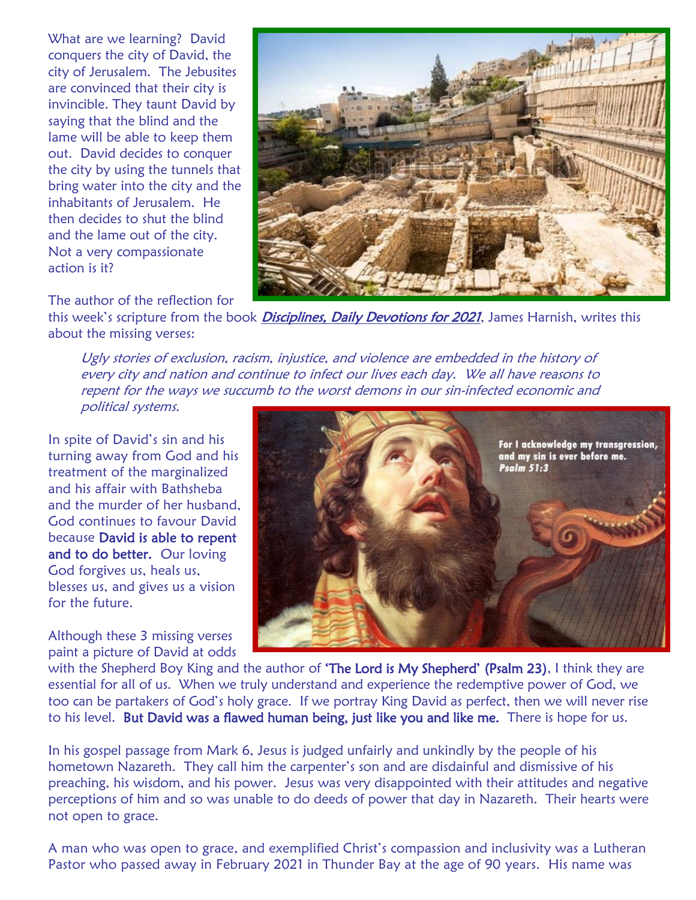What are we learning? David conquers the city of David, the city of Jerusalem. The Jebusites are convinced that their city is invincible. They taunt David by saying that the blind and the lame will be able to keep them out. David decides to conquer the city by using the tunnels that bring water into the city and the inhabitants of Jerusalem. He then decides to shut the blind and the lame out of the city. Not a very compassionate action is it?

The author of the reflection for this week's scripture from the book ***Disciplines, Daily Devotions for 2021***, James Harnish, writes this about the missing verses:

> *Ugly stories of exclusion, racism, injustice, and violence are embedded in the history of every city and nation and continue to infect our lives each day. We all have reasons to repent for the ways we succumb to the worst demons in our sin-infected economic and political systems.*

In spite of David's sin and his turning away from God and his treatment of the marginalized and his affair with Bathsheba and the murder of her husband, God continues to favour David because **David is able to repent and to do better.** Our loving God forgives us, heals us, blesses us, and gives us a vision for the future.

Although these 3 missing verses paint a picture of David at odds with the Shepherd Boy King and the author of **'The Lord is My Shepherd' (Psalm 23)**, I think they are essential for all of us. When we truly understand and experience the redemptive power of God, we too can be partakers of God's holy grace. If we portray King David as perfect, then we will never rise to his level. **But David was a flawed human being, just like you and like me.** There is hope for us.

In his gospel passage from Mark 6, Jesus is judged unfairly and unkindly by the people of his hometown Nazareth. They call him the carpenter's son and are disdainful and dismissive of his preaching, his wisdom, and his power. Jesus was very disappointed with their attitudes and negative perceptions of him and so was unable to do deeds of power that day in Nazareth. Their hearts were not open to grace.

A man who was open to grace, and exemplified Christ's compassion and inclusivity was a Lutheran Pastor who passed away in February 2021 in Thunder Bay at the age of 90 years. His name was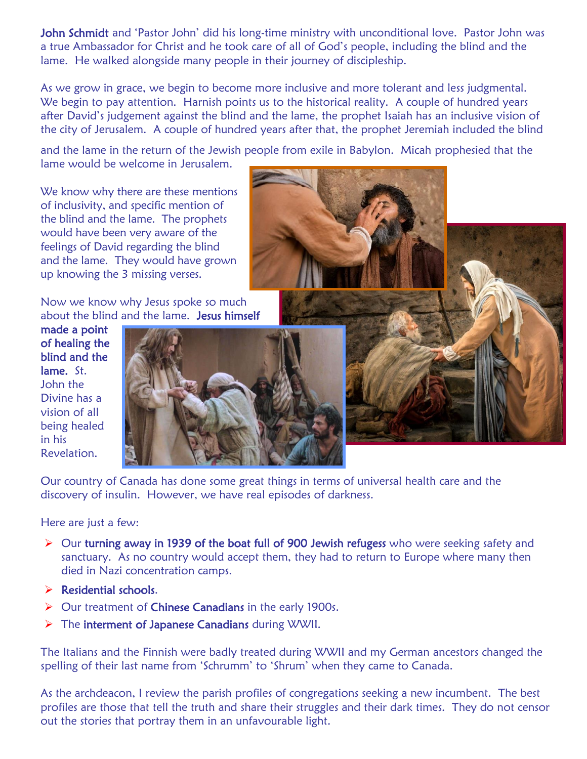**John Schmidt** and 'Pastor John' did his long-time ministry with unconditional love. Pastor John was a true Ambassador for Christ and he took care of all of God's people, including the blind and the lame. He walked alongside many people in their journey of discipleship.

As we grow in grace, we begin to become more inclusive and more tolerant and less judgmental. We begin to pay attention. Harnish points us to the historical reality. A couple of hundred years after David's judgement against the blind and the lame, the prophet Isaiah has an inclusive vision of the city of Jerusalem. A couple of hundred years after that, the prophet Jeremiah included the blind and the lame in the return of the Jewish people from exile in Babylon. Micah prophesied that the lame would be welcome in Jerusalem.

We know why there are these mentions of inclusivity, and specific mention of the blind and the lame. The prophets would have been very aware of the feelings of David regarding the blind and the lame. They would have grown up knowing the 3 missing verses.

Now we know why Jesus spoke so much about the blind and the lame. **Jesus himself made a point of healing the blind and the lame.** St. John the Divine has a vision of all being healed in his Revelation.

Our country of Canada has done some great things in terms of universal health care and the discovery of insulin. However, we have real episodes of darkness.

Here are just a few:

- Our **turning away in 1939 of the boat full of 900 Jewish refugess** who were seeking safety and sanctuary. As no country would accept them, they had to return to Europe where many then died in Nazi concentration camps.
- **Residential schools**.
- Our treatment of **Chinese Canadians** in the early 1900s.
- The **interment of Japanese Canadians** during WWII.

The Italians and the Finnish were badly treated during WWII and my German ancestors changed the spelling of their last name from 'Schrumm' to 'Shrum' when they came to Canada.

As the archdeacon, I review the parish profiles of congregations seeking a new incumbent. The best profiles are those that tell the truth and share their struggles and their dark times. They do not censor out the stories that portray them in an unfavourable light.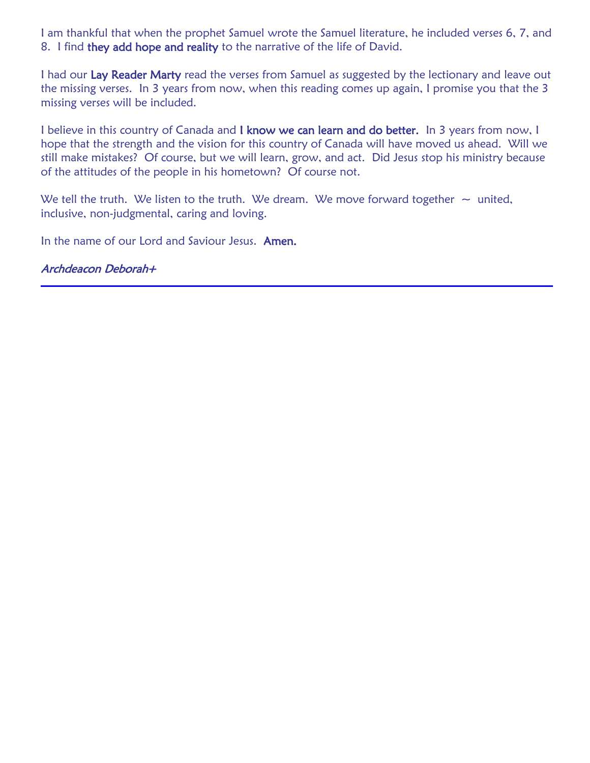I am thankful that when the prophet Samuel wrote the Samuel literature, he included verses 6, 7, and 8. I find **they add hope and reality** to the narrative of the life of David.

I had our **Lay Reader Marty** read the verses from Samuel as suggested by the lectionary and leave out the missing verses. In 3 years from now, when this reading comes up again, I promise you that the 3 missing verses will be included.

I believe in this country of Canada and **I know we can learn and do better.** In 3 years from now, I hope that the strength and the vision for this country of Canada will have moved us ahead. Will we still make mistakes? Of course, but we will learn, grow, and act. Did Jesus stop his ministry because of the attitudes of the people in his hometown? Of course not.

We tell the truth. We listen to the truth. We dream. We move forward together ~ united, inclusive, non-judgmental, caring and loving.

In the name of our Lord and Saviour Jesus. **Amen.**

*Archdeacon Deborah+*

---